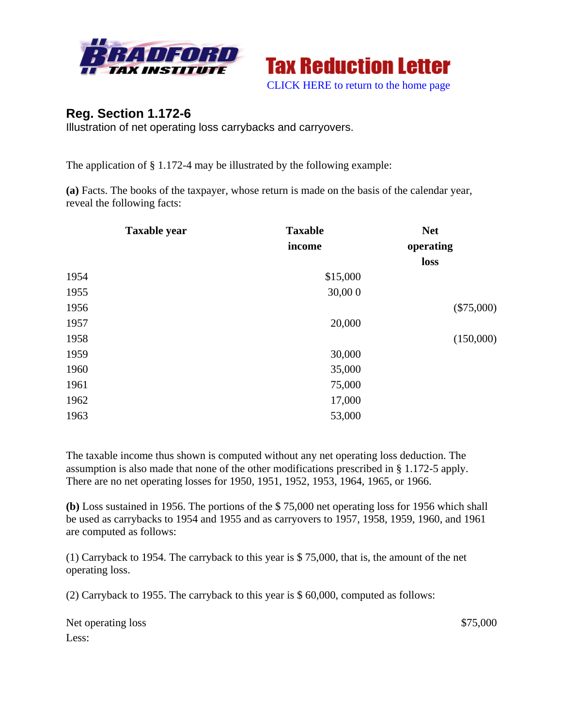## Reg. Section 1.172-6

Illustration of net operating loss carrybacks and carryovers.

The application of § 1.172-4 may be illustrated by the following example:

**(a)** Facts. The books of the taxpayer, whose return is made on the basis of the calendar year, reveal the following facts:

| Taxable year | Taxable income | Net operating loss |
|---|---|---|
| 1954 | $15,000 | |
| 1955 | 30,00 0 | |
| 1956 | | ($75,000) |
| 1957 | 20,000 | |
| 1958 | | (150,000) |
| 1959 | 30,000 | |
| 1960 | 35,000 | |
| 1961 | 75,000 | |
| 1962 | 17,000 | |
| 1963 | 53,000 | |

The taxable income thus shown is computed without any net operating loss deduction. The assumption is also made that none of the other modifications prescribed in § 1.172-5 apply. There are no net operating losses for 1950, 1951, 1952, 1953, 1964, 1965, or 1966.

**(b)** Loss sustained in 1956. The portions of the $ 75,000 net operating loss for 1956 which shall be used as carrybacks to 1954 and 1955 and as carryovers to 1957, 1958, 1959, 1960, and 1961 are computed as follows:

(1) Carryback to 1954. The carryback to this year is $ 75,000, that is, the amount of the net operating loss.

(2) Carryback to 1955. The carryback to this year is $ 60,000, computed as follows:

| | |
|---|---|
| Net operating loss | $75,000 |
| Less: | |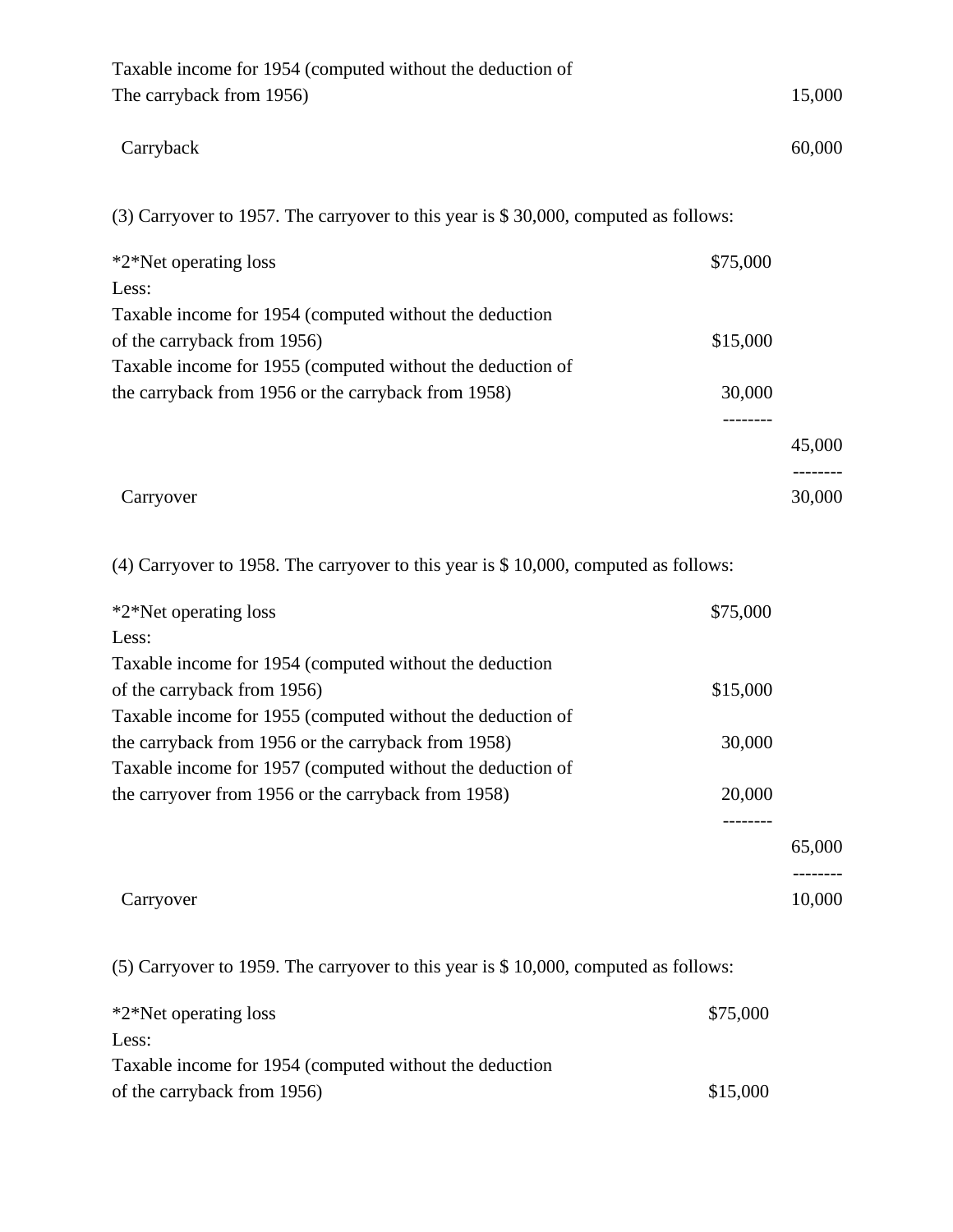| | | |
|---|---|---|
| Taxable income for 1954 (computed without the deduction of The carryback from 1956) | | 15,000 |
| Carryback | | 60,000 |

(3) Carryover to 1957. The carryover to this year is $ 30,000, computed as follows:

| | | |
|---|---|---|
| *2*Net operating loss | $75,000 | |
| Less: | | |
| Taxable income for 1954 (computed without the deduction of the carryback from 1956) | $15,000 | |
| Taxable income for 1955 (computed without the deduction of the carryback from 1956 or the carryback from 1958) | 30,000 | |
| | -------- | |
| | | 45,000 |
| | | -------- |
| Carryover | | 30,000 |

(4) Carryover to 1958. The carryover to this year is $ 10,000, computed as follows:

| | | |
|---|---|---|
| *2*Net operating loss | $75,000 | |
| Less: | | |
| Taxable income for 1954 (computed without the deduction of the carryback from 1956) | $15,000 | |
| Taxable income for 1955 (computed without the deduction of the carryback from 1956 or the carryback from 1958) | 30,000 | |
| Taxable income for 1957 (computed without the deduction of the carryover from 1956 or the carryback from 1958) | 20,000 | |
| | -------- | |
| | | 65,000 |
| | | -------- |
| Carryover | | 10,000 |

(5) Carryover to 1959. The carryover to this year is $ 10,000, computed as follows:

| | | |
|---|---|---|
| *2*Net operating loss | $75,000 | |
| Less: | | |
| Taxable income for 1954 (computed without the deduction of the carryback from 1956) | $15,000 | |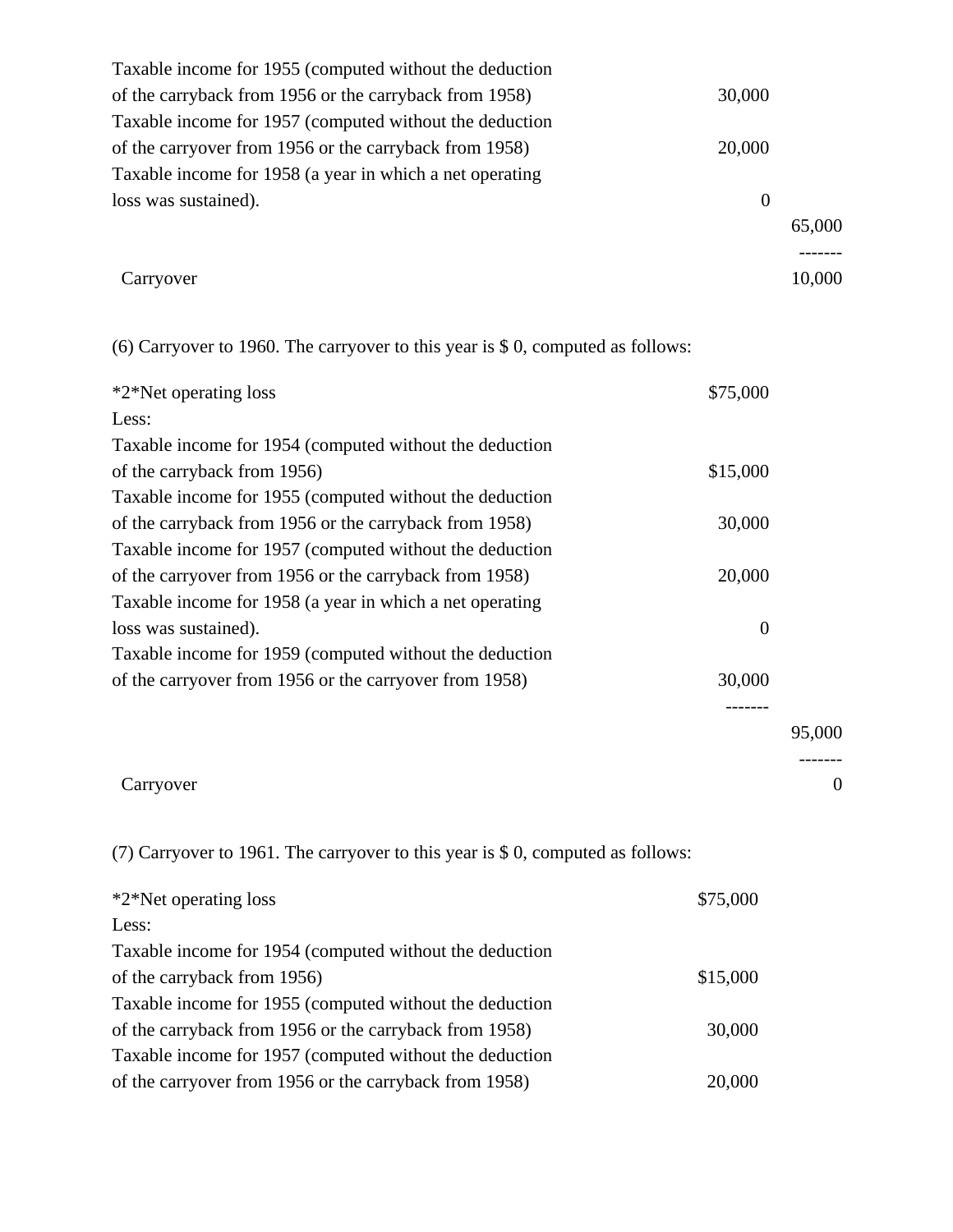| | | |
|---|---|---|
| Taxable income for 1955 (computed without the deduction of the carryback from 1956 or the carryback from 1958) | 30,000 | |
| Taxable income for 1957 (computed without the deduction of the carryover from 1956 or the carryback from 1958) | 20,000 | |
| Taxable income for 1958 (a year in which a net operating loss was sustained). | 0 | |
| | | 65,000 |
| | | ------- |
| Carryover | | 10,000 |

(6) Carryover to 1960. The carryover to this year is $ 0, computed as follows:

| | | |
|---|---|---|
| *2*Net operating loss | $75,000 | |
| Less: | | |
| Taxable income for 1954 (computed without the deduction of the carryback from 1956) | $15,000 | |
| Taxable income for 1955 (computed without the deduction of the carryback from 1956 or the carryback from 1958) | 30,000 | |
| Taxable income for 1957 (computed without the deduction of the carryover from 1956 or the carryback from 1958) | 20,000 | |
| Taxable income for 1958 (a year in which a net operating loss was sustained). | 0 | |
| Taxable income for 1959 (computed without the deduction of the carryover from 1956 or the carryover from 1958) | 30,000 | |
| | ------- | |
| | | 95,000 |
| | | ------- |
| Carryover | | 0 |

(7) Carryover to 1961. The carryover to this year is $ 0, computed as follows:

| | | |
|---|---|---|
| *2*Net operating loss | $75,000 | |
| Less: | | |
| Taxable income for 1954 (computed without the deduction of the carryback from 1956) | $15,000 | |
| Taxable income for 1955 (computed without the deduction of the carryback from 1956 or the carryback from 1958) | 30,000 | |
| Taxable income for 1957 (computed without the deduction of the carryover from 1956 or the carryback from 1958) | 20,000 | |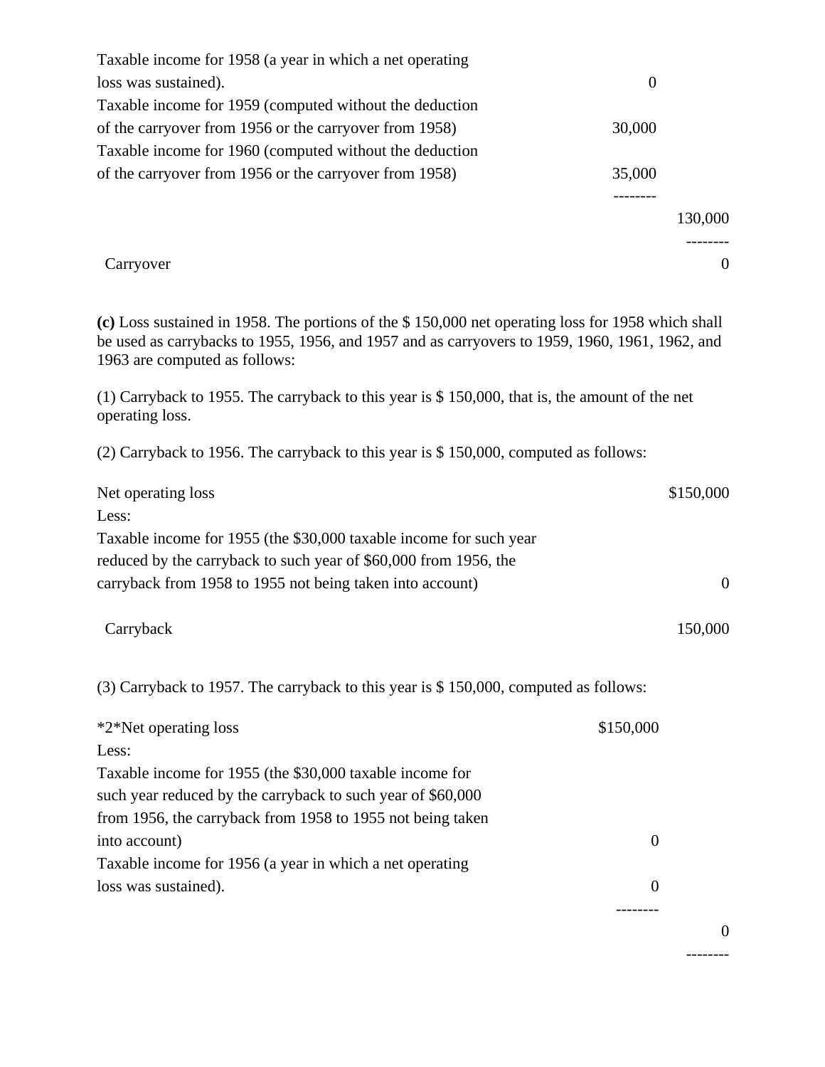| | | |
|---|---|---|
| Taxable income for 1958 (a year in which a net operating loss was sustained). | 0 | |
| Taxable income for 1959 (computed without the deduction of the carryover from 1956 or the carryover from 1958) | 30,000 | |
| Taxable income for 1960 (computed without the deduction of the carryover from 1956 or the carryover from 1958) | 35,000 | |
| | -------- | |
| | | 130,000 |
| | | -------- |
| Carryover | | 0 |

**(c)** Loss sustained in 1958. The portions of the $ 150,000 net operating loss for 1958 which shall be used as carrybacks to 1955, 1956, and 1957 and as carryovers to 1959, 1960, 1961, 1962, and 1963 are computed as follows:

(1) Carryback to 1955. The carryback to this year is $ 150,000, that is, the amount of the net operating loss.

(2) Carryback to 1956. The carryback to this year is $ 150,000, computed as follows:

| | |
|---|---|
| Net operating loss | $150,000 |
| Less: | |
| Taxable income for 1955 (the $30,000 taxable income for such year reduced by the carryback to such year of $60,000 from 1956, the carryback from 1958 to 1955 not being taken into account) | 0 |
| Carryback | 150,000 |

(3) Carryback to 1957. The carryback to this year is $ 150,000, computed as follows:

| | | |
|---|---|---|
| *2*Net operating loss | $150,000 | |
| Less: | | |
| Taxable income for 1955 (the $30,000 taxable income for such year reduced by the carryback to such year of $60,000 from 1956, the carryback from 1958 to 1955 not being taken into account) | 0 | |
| Taxable income for 1956 (a year in which a net operating loss was sustained). | 0 | |
| | -------- | |
| | | 0 |
| | | -------- |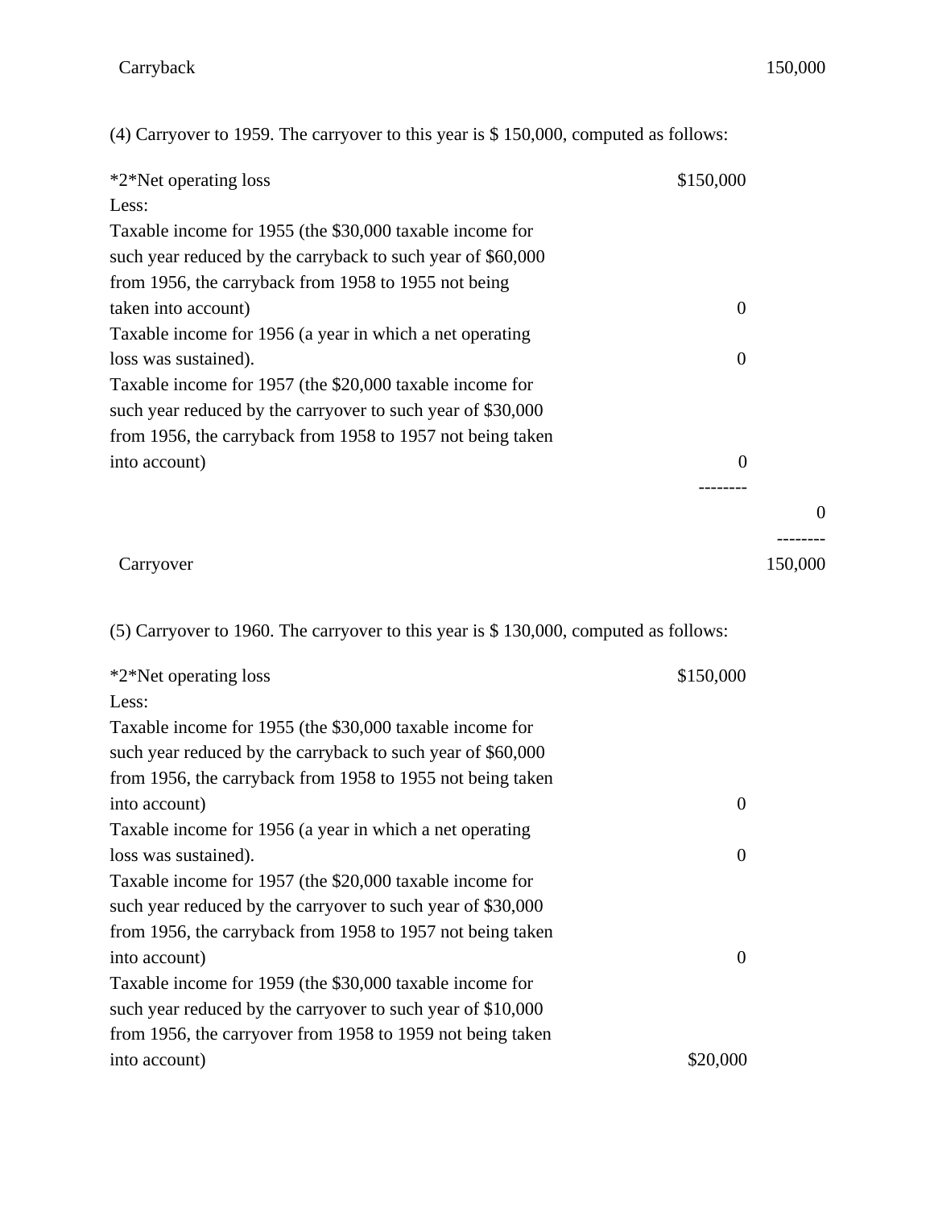| | | |
|---|---|---|
| Carryback | | 150,000 |

(4) Carryover to 1959. The carryover to this year is $ 150,000, computed as follows:

| | | |
|---|---|---|
| *2*Net operating loss | $150,000 | |
| Less: | | |
| Taxable income for 1955 (the $30,000 taxable income for such year reduced by the carryback to such year of $60,000 from 1956, the carryback from 1958 to 1955 not being taken into account) | 0 | |
| Taxable income for 1956 (a year in which a net operating loss was sustained). | 0 | |
| Taxable income for 1957 (the $20,000 taxable income for such year reduced by the carryover to such year of $30,000 from 1956, the carryback from 1958 to 1957 not being taken into account) | 0 | |
| | -------- | |
| | | 0 |
| | | -------- |
| Carryover | | 150,000 |

(5) Carryover to 1960. The carryover to this year is $ 130,000, computed as follows:

| | | |
|---|---|---|
| *2*Net operating loss | $150,000 | |
| Less: | | |
| Taxable income for 1955 (the $30,000 taxable income for such year reduced by the carryback to such year of $60,000 from 1956, the carryback from 1958 to 1955 not being taken into account) | 0 | |
| Taxable income for 1956 (a year in which a net operating loss was sustained). | 0 | |
| Taxable income for 1957 (the $20,000 taxable income for such year reduced by the carryover to such year of $30,000 from 1956, the carryback from 1958 to 1957 not being taken into account) | 0 | |
| Taxable income for 1959 (the $30,000 taxable income for such year reduced by the carryover to such year of $10,000 from 1956, the carryover from 1958 to 1959 not being taken into account) | $20,000 | |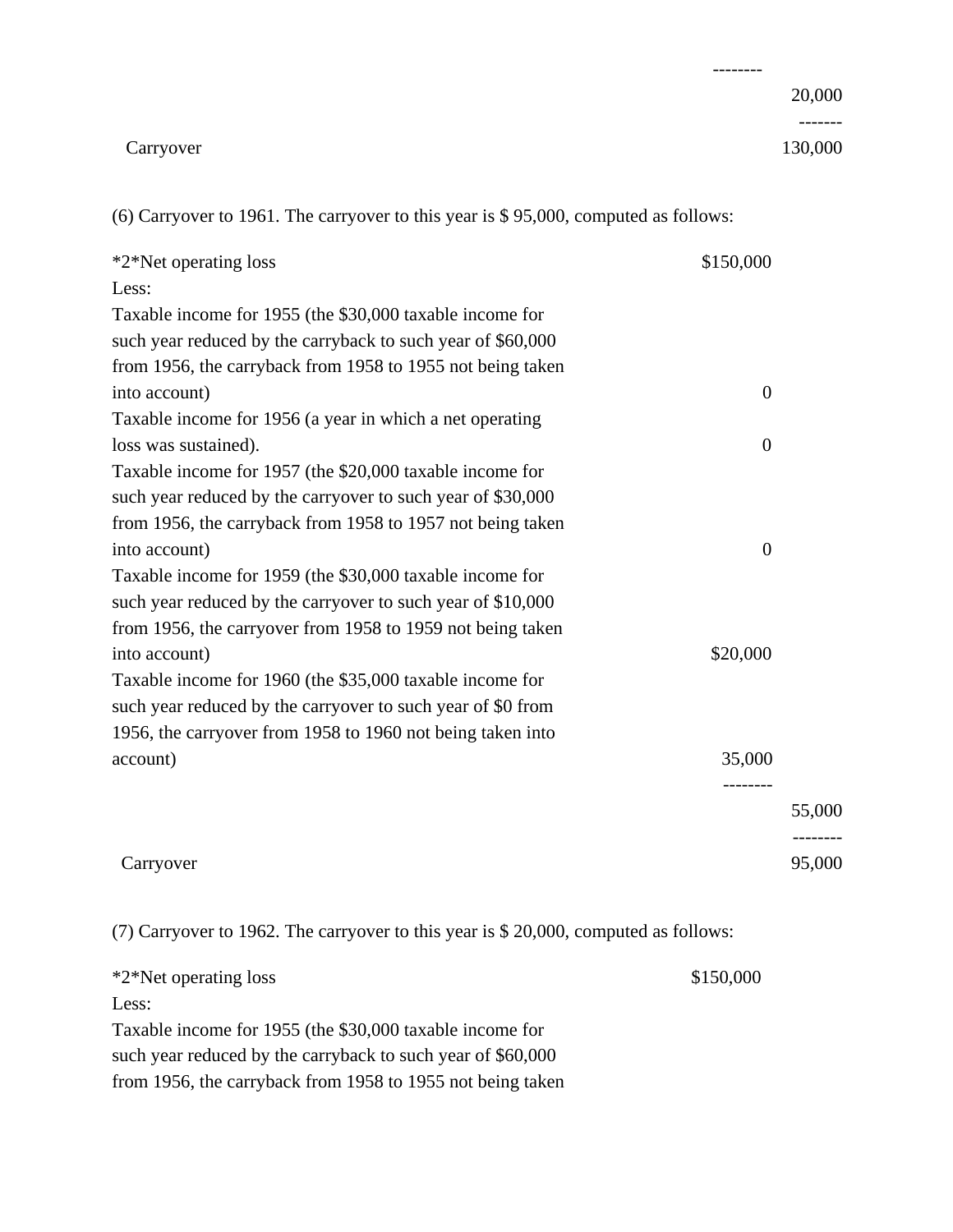| | | |
|---|---|---|
| | -------- | |
| | | 20,000 |
| | | ------- |
| Carryover | | 130,000 |

(6) Carryover to 1961. The carryover to this year is $ 95,000, computed as follows:

| | | |
|---|---|---|
| *2*Net operating loss | $150,000 | |
| Less: | | |
| Taxable income for 1955 (the $30,000 taxable income for such year reduced by the carryback to such year of $60,000 from 1956, the carryback from 1958 to 1955 not being taken into account) | 0 | |
| Taxable income for 1956 (a year in which a net operating loss was sustained). | 0 | |
| Taxable income for 1957 (the $20,000 taxable income for such year reduced by the carryover to such year of $30,000 from 1956, the carryback from 1958 to 1957 not being taken into account) | 0 | |
| Taxable income for 1959 (the $30,000 taxable income for such year reduced by the carryover to such year of $10,000 from 1956, the carryover from 1958 to 1959 not being taken into account) | $20,000 | |
| Taxable income for 1960 (the $35,000 taxable income for such year reduced by the carryover to such year of $0 from 1956, the carryover from 1958 to 1960 not being taken into account) | 35,000 | |
| | -------- | |
| | | 55,000 |
| | | -------- |
| Carryover | | 95,000 |

(7) Carryover to 1962. The carryover to this year is $ 20,000, computed as follows:

| | | |
|---|---|---|
| *2*Net operating loss | $150,000 | |
| Less: | | |
| Taxable income for 1955 (the $30,000 taxable income for such year reduced by the carryback to such year of $60,000 from 1956, the carryback from 1958 to 1955 not being taken | | |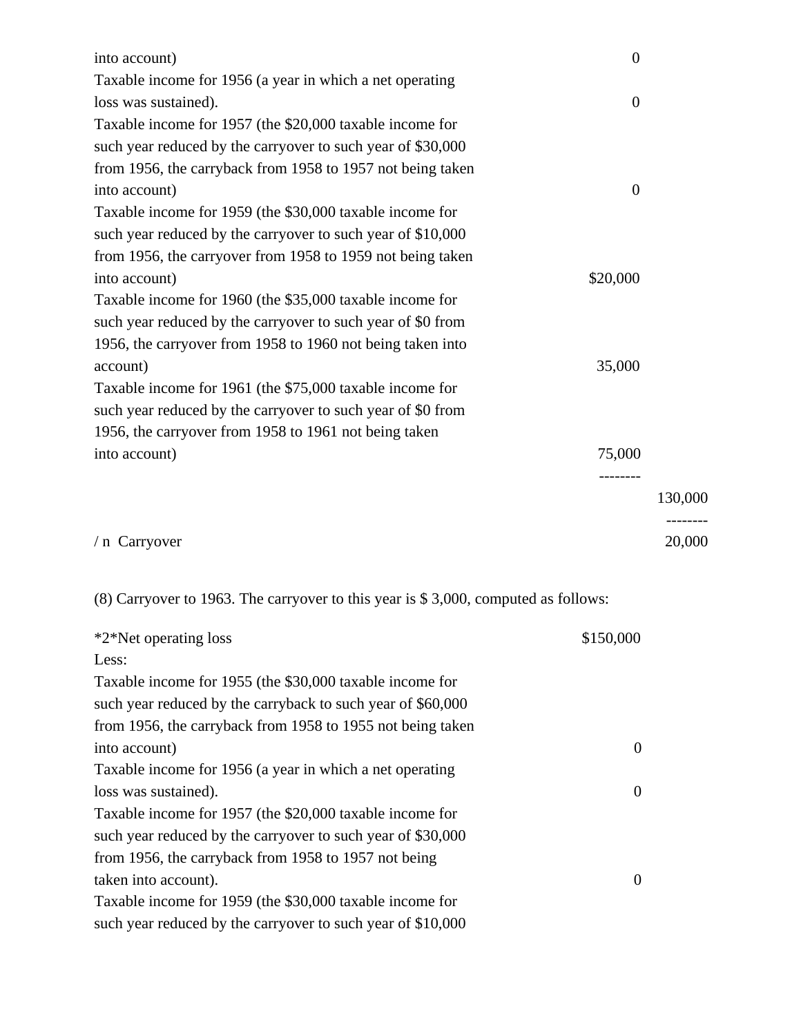| | | |
|---|---|---|
| into account) | 0 | |
| Taxable income for 1956 (a year in which a net operating loss was sustained). | 0 | |
| Taxable income for 1957 (the $20,000 taxable income for such year reduced by the carryover to such year of $30,000 from 1956, the carryback from 1958 to 1957 not being taken into account) | 0 | |
| Taxable income for 1959 (the $30,000 taxable income for such year reduced by the carryover to such year of $10,000 from 1956, the carryover from 1958 to 1959 not being taken into account) | $20,000 | |
| Taxable income for 1960 (the $35,000 taxable income for such year reduced by the carryover to such year of $0 from 1956, the carryover from 1958 to 1960 not being taken into account) | 35,000 | |
| Taxable income for 1961 (the $75,000 taxable income for such year reduced by the carryover to such year of $0 from 1956, the carryover from 1958 to 1961 not being taken into account) | 75,000 | |
| | -------- | |
| | | 130,000 |
| | | -------- |
| / n Carryover | | 20,000 |

(8) Carryover to 1963. The carryover to this year is $ 3,000, computed as follows:

| | | |
|---|---|---|
| *2*Net operating loss | $150,000 | |
| Less: | | |
| Taxable income for 1955 (the $30,000 taxable income for such year reduced by the carryback to such year of $60,000 from 1956, the carryback from 1958 to 1955 not being taken into account) | 0 | |
| Taxable income for 1956 (a year in which a net operating loss was sustained). | 0 | |
| Taxable income for 1957 (the $20,000 taxable income for such year reduced by the carryover to such year of $30,000 from 1956, the carryback from 1958 to 1957 not being taken into account). | 0 | |
| Taxable income for 1959 (the $30,000 taxable income for such year reduced by the carryover to such year of $10,000 | | |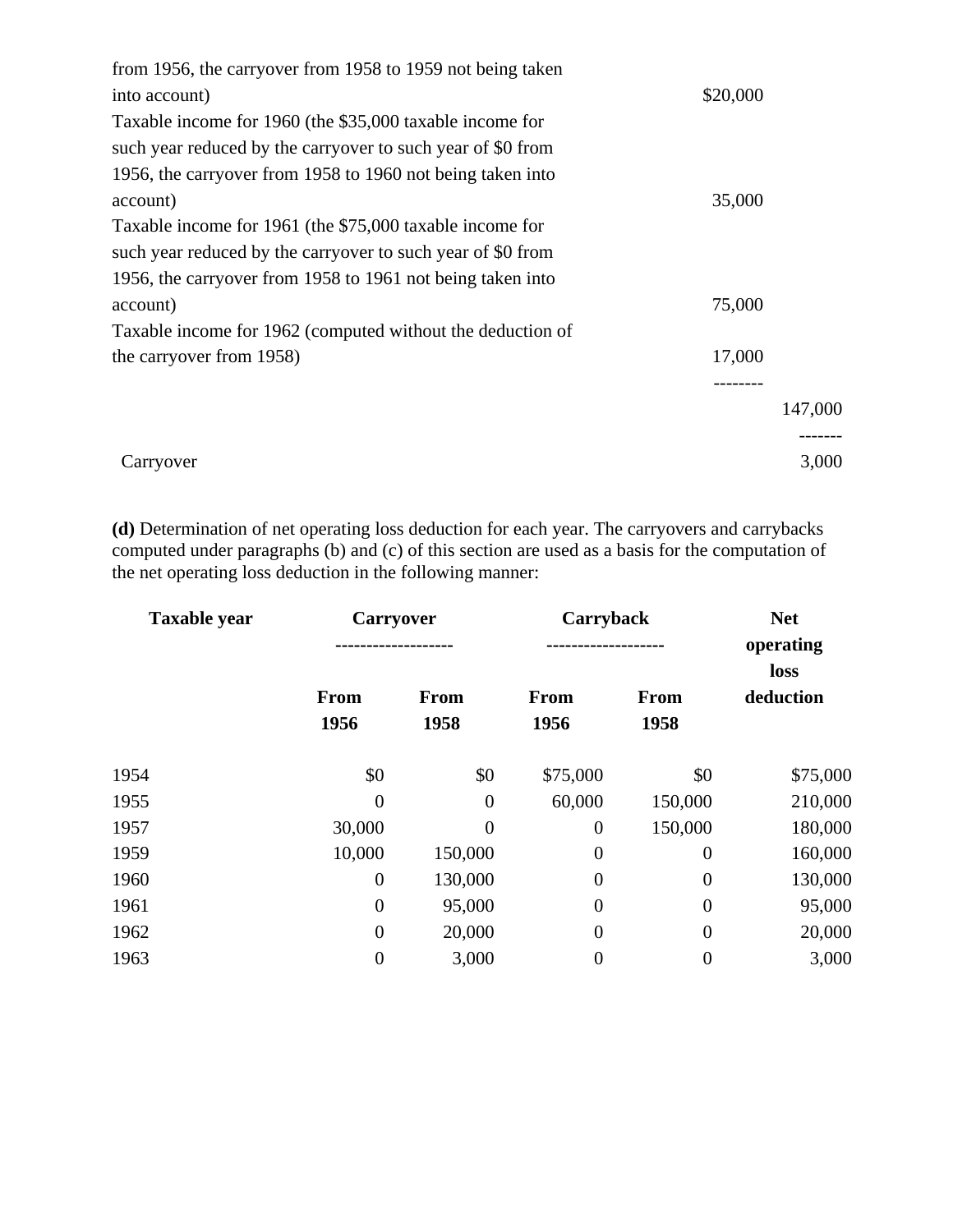from 1956, the carryover from 1958 to 1959 not being taken into account) $20,000

Taxable income for 1960 (the $35,000 taxable income for such year reduced by the carryover to such year of $0 from 1956, the carryover from 1958 to 1960 not being taken into account) 35,000

Taxable income for 1961 (the $75,000 taxable income for such year reduced by the carryover to such year of $0 from 1956, the carryover from 1958 to 1961 not being taken into account) 75,000

Taxable income for 1962 (computed without the deduction of the carryover from 1958) 17,000

--------

147,000

-------

Carryover 3,000

**(d)** Determination of net operating loss deduction for each year. The carryovers and carrybacks computed under paragraphs (b) and (c) of this section are used as a basis for the computation of the net operating loss deduction in the following manner:

| Taxable year | Carryover | | Carryback | | Net operating loss deduction |
|---|---|---|---|---|---|
| | From 1956 | From 1958 | From 1956 | From 1958 | |
| 1954 | $0 | $0 | $75,000 | $0 | $75,000 |
| 1955 | 0 | 0 | 60,000 | 150,000 | 210,000 |
| 1957 | 30,000 | 0 | 0 | 150,000 | 180,000 |
| 1959 | 10,000 | 150,000 | 0 | 0 | 160,000 |
| 1960 | 0 | 130,000 | 0 | 0 | 130,000 |
| 1961 | 0 | 95,000 | 0 | 0 | 95,000 |
| 1962 | 0 | 20,000 | 0 | 0 | 20,000 |
| 1963 | 0 | 3,000 | 0 | 0 | 3,000 |